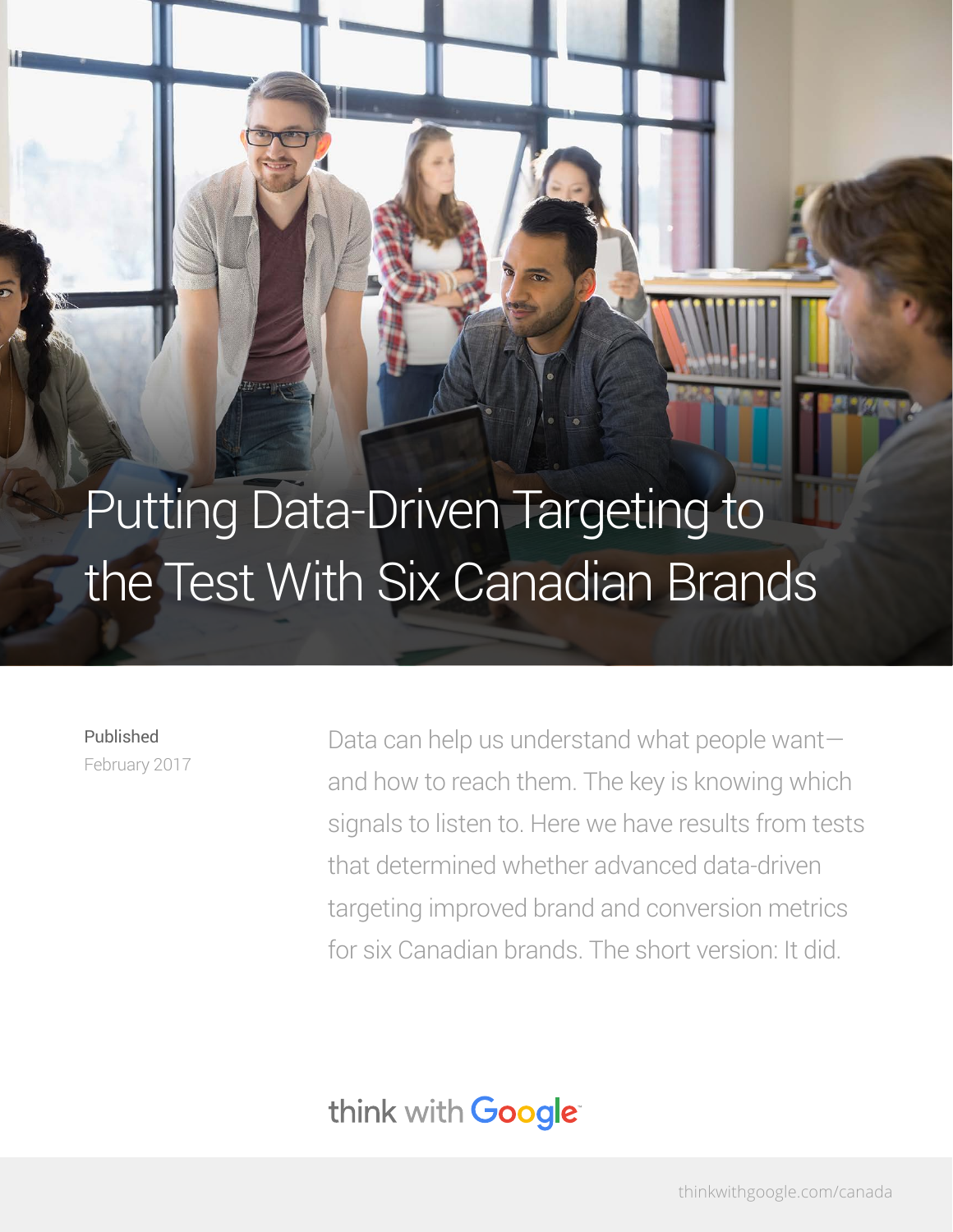# Putting Data-Driven Targeting to the Test With Six Canadian Brands

**Published**
February 2017

Data can help us understand what people want—and how to reach them. The key is knowing which signals to listen to. Here we have results from tests that determined whether advanced data-driven targeting improved brand and conversion metrics for six Canadian brands. The short version: It did.

think with Google

thinkwithgoogle.com/canada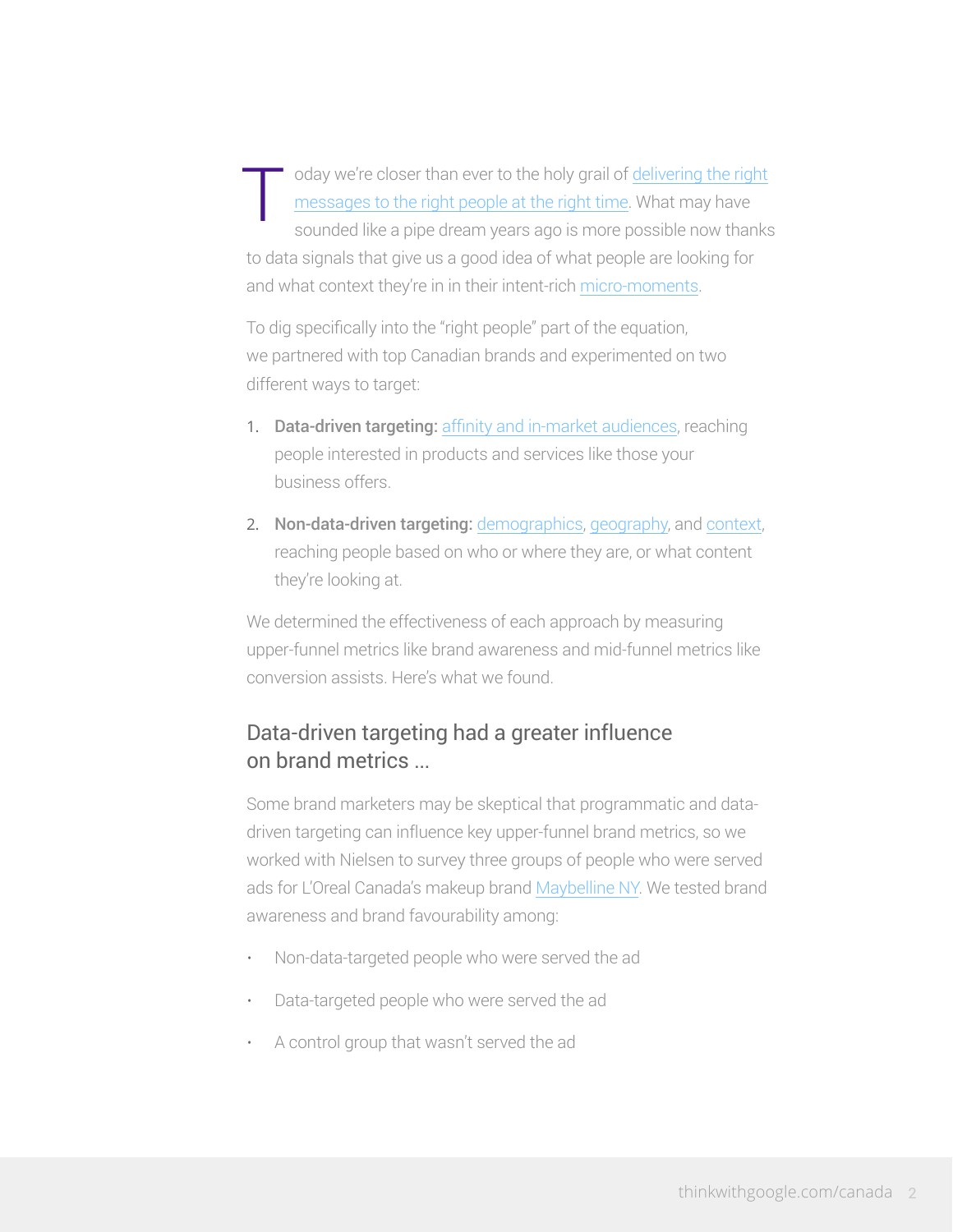Today we're closer than ever to the holy grail of delivering the right messages to the right people at the right time. What may have sounded like a pipe dream years ago is more possible now thanks to data signals that give us a good idea of what people are looking for and what context they're in in their intent-rich micro-moments.

To dig specifically into the "right people" part of the equation, we partnered with top Canadian brands and experimented on two different ways to target:

1. **Data-driven targeting:** affinity and in-market audiences, reaching people interested in products and services like those your business offers.
2. **Non-data-driven targeting:** demographics, geography, and context, reaching people based on who or where they are, or what content they're looking at.

We determined the effectiveness of each approach by measuring upper-funnel metrics like brand awareness and mid-funnel metrics like conversion assists. Here's what we found.

## Data-driven targeting had a greater influence on brand metrics ...

Some brand marketers may be skeptical that programmatic and data-driven targeting can influence key upper-funnel brand metrics, so we worked with Nielsen to survey three groups of people who were served ads for L'Oreal Canada's makeup brand Maybelline NY. We tested brand awareness and brand favourability among:

- Non-data-targeted people who were served the ad
- Data-targeted people who were served the ad
- A control group that wasn't served the ad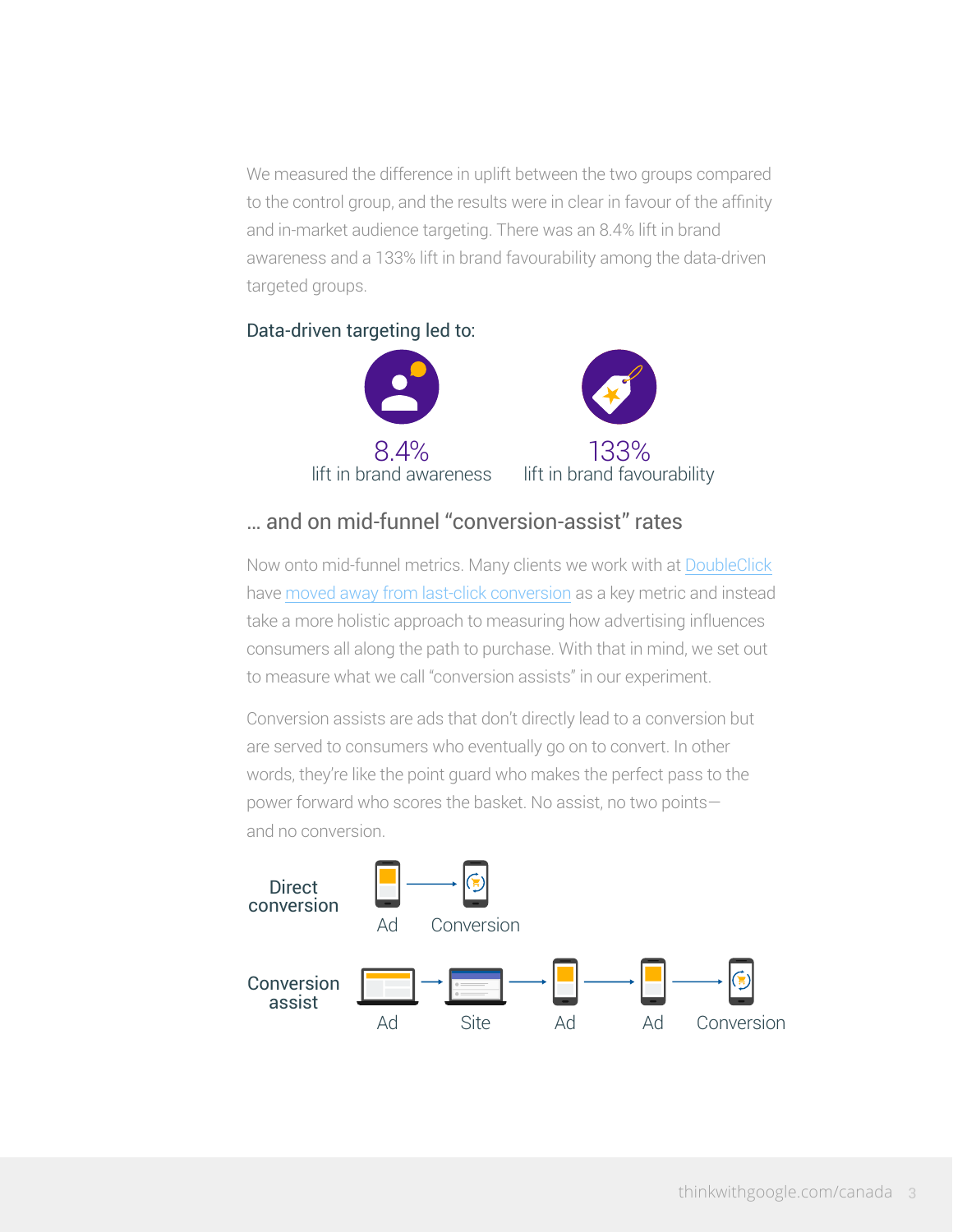We measured the difference in uplift between the two groups compared to the control group, and the results were in clear in favour of the affinity and in-market audience targeting. There was an 8.4% lift in brand awareness and a 133% lift in brand favourability among the data-driven targeted groups.

### Data-driven targeting led to:

**8.4%**
lift in brand awareness

**133%**
lift in brand favourability

## … and on mid-funnel "conversion-assist" rates

Now onto mid-funnel metrics. Many clients we work with at DoubleClick have moved away from last-click conversion as a key metric and instead take a more holistic approach to measuring how advertising influences consumers all along the path to purchase. With that in mind, we set out to measure what we call "conversion assists" in our experiment.

Conversion assists are ads that don't directly lead to a conversion but are served to consumers who eventually go on to convert. In other words, they're like the point guard who makes the perfect pass to the power forward who scores the basket. No assist, no two points—and no conversion.

**Direct conversion**
Ad → Conversion

**Conversion assist**
Ad → Site → Ad → Ad → Conversion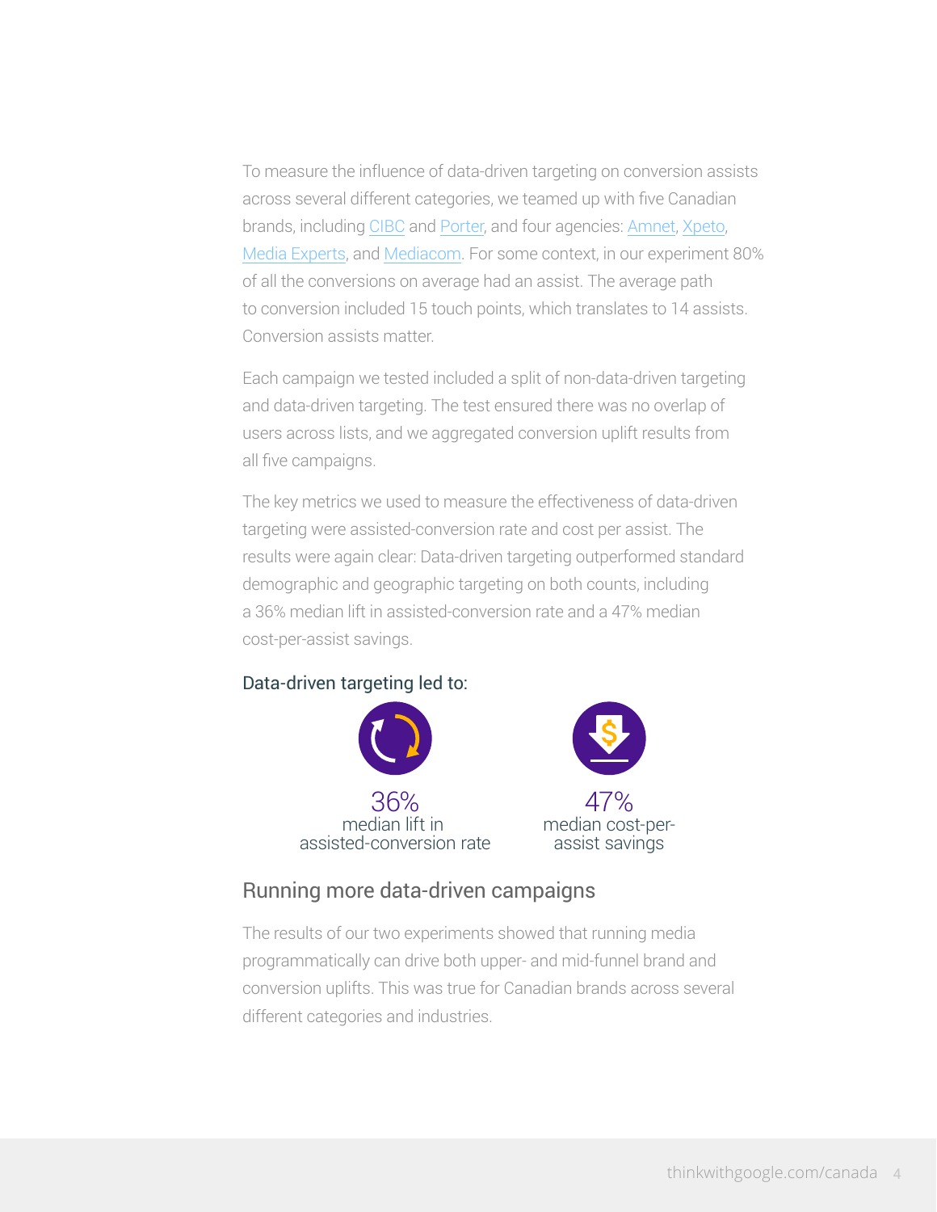To measure the influence of data-driven targeting on conversion assists across several different categories, we teamed up with five Canadian brands, including CIBC and Porter, and four agencies: Amnet, Xpeto, Media Experts, and Mediacom. For some context, in our experiment 80% of all the conversions on average had an assist. The average path to conversion included 15 touch points, which translates to 14 assists. Conversion assists matter.

Each campaign we tested included a split of non-data-driven targeting and data-driven targeting. The test ensured there was no overlap of users across lists, and we aggregated conversion uplift results from all five campaigns.

The key metrics we used to measure the effectiveness of data-driven targeting were assisted-conversion rate and cost per assist. The results were again clear: Data-driven targeting outperformed standard demographic and geographic targeting on both counts, including a 36% median lift in assisted-conversion rate and a 47% median cost-per-assist savings.

Data-driven targeting led to:

36%
median lift in assisted-conversion rate

47%
median cost-per-assist savings

## Running more data-driven campaigns

The results of our two experiments showed that running media programmatically can drive both upper- and mid-funnel brand and conversion uplifts. This was true for Canadian brands across several different categories and industries.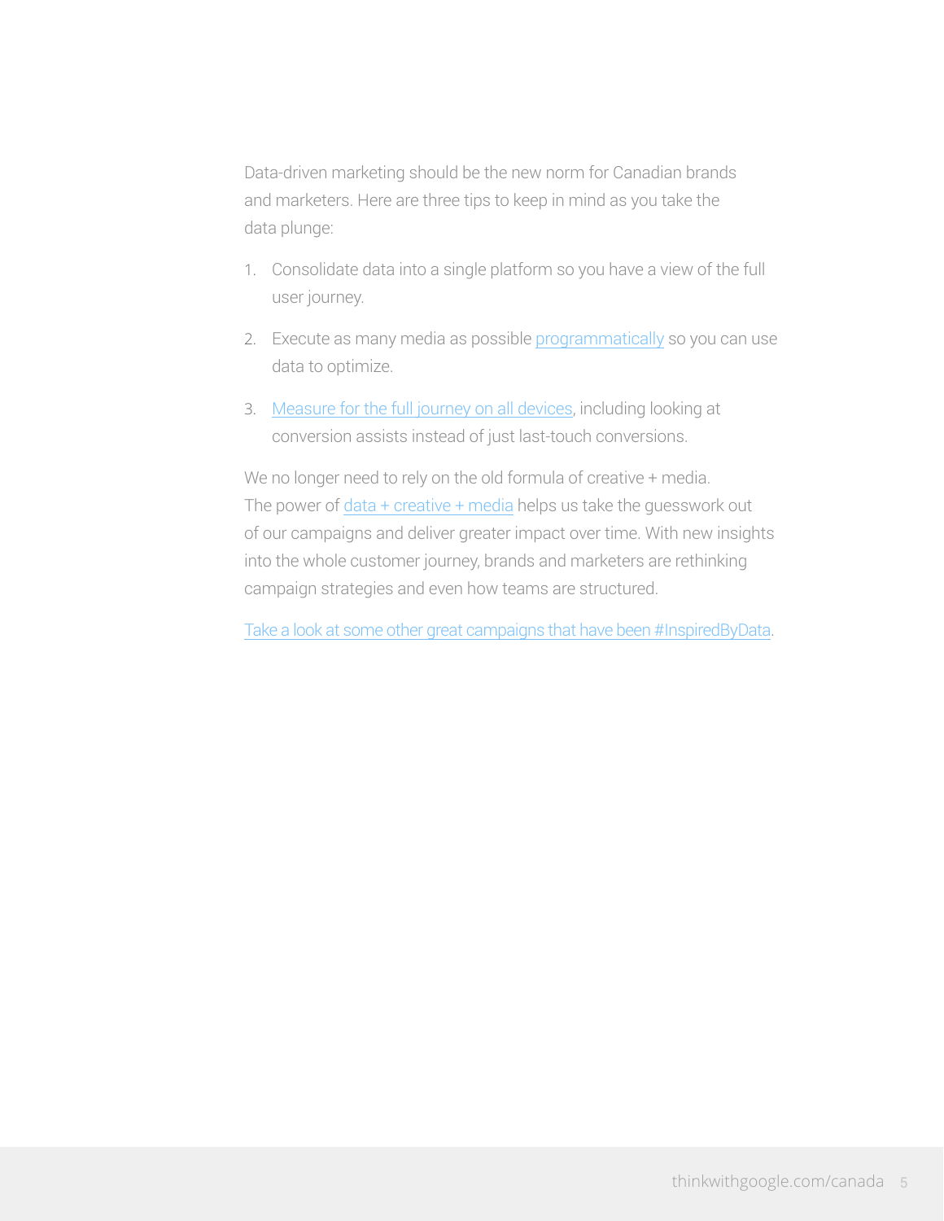Data-driven marketing should be the new norm for Canadian brands and marketers. Here are three tips to keep in mind as you take the data plunge:

1. Consolidate data into a single platform so you have a view of the full user journey.
2. Execute as many media as possible programmatically so you can use data to optimize.
3. Measure for the full journey on all devices, including looking at conversion assists instead of just last-touch conversions.

We no longer need to rely on the old formula of creative + media. The power of data + creative + media helps us take the guesswork out of our campaigns and deliver greater impact over time. With new insights into the whole customer journey, brands and marketers are rethinking campaign strategies and even how teams are structured.

Take a look at some other great campaigns that have been #InspiredByData.